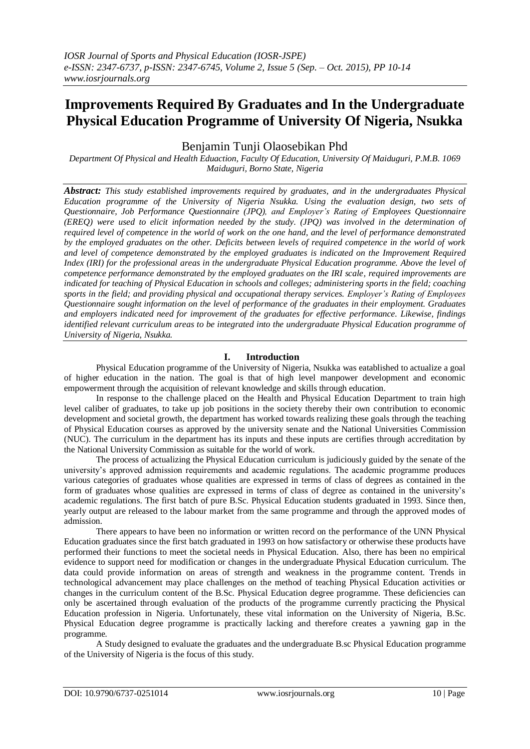# Improvements Required By Graduates and In the Undergraduate Physical Education Programme of University Of Nigeria, Nsukka

Benjamin Tunji Olaosebikan Phd

*Department Of Physical and Health Eduaction, Faculty Of Education, University Of Maiduguri, P.M.B. 1069 Maiduguri, Borno State, Nigeria*

***Abstract:*** *This study established improvements required by graduates, and in the undergraduates Physical Education programme of the University of Nigeria Nsukka. Using the evaluation design, two sets of Questionnaire, Job Performance Questionnaire (JPQ), and Employer's Rating of Employees Questionnaire (EREQ) were used to elicit information needed by the study. (JPQ) was involved in the determination of required level of competence in the world of work on the one hand, and the level of performance demonstrated by the employed graduates on the other. Deficits between levels of required competence in the world of work and level of competence demonstrated by the employed graduates is indicated on the Improvement Required Index (IRI) for the professional areas in the undergraduate Physical Education programme. Above the level of competence performance demonstrated by the employed graduates on the IRI scale, required improvements are indicated for teaching of Physical Education in schools and colleges; administering sports in the field; coaching sports in the field; and providing physical and occupational therapy services. Employer's Rating of Employees Questionnaire sought information on the level of performance of the graduates in their employment. Graduates and employers indicated need for improvement of the graduates for effective performance. Likewise, findings identified relevant curriculum areas to be integrated into the undergraduate Physical Education programme of University of Nigeria, Nsukka.*

## I. Introduction

Physical Education programme of the University of Nigeria, Nsukka was eatablished to actualize a goal of higher education in the nation. The goal is that of high level manpower development and economic empowerment through the acquisition of relevant knowledge and skills through education.

In response to the challenge placed on the Health and Physical Education Department to train high level caliber of graduates, to take up job positions in the society thereby their own contribution to economic development and societal growth, the department has worked towards realizing these goals through the teaching of Physical Education courses as approved by the university senate and the National Universities Commission (NUC). The curriculum in the department has its inputs and these inputs are certifies through accreditation by the National University Commission as suitable for the world of work.

The process of actualizing the Physical Education curriculum is judiciously guided by the senate of the university's approved admission requirements and academic regulations. The academic programme produces various categories of graduates whose qualities are expressed in terms of class of degrees as contained in the form of graduates whose qualities are expressed in terms of class of degree as contained in the university's academic regulations. The first batch of pure B.Sc. Physical Education students graduated in 1993. Since then, yearly output are released to the labour market from the same programme and through the approved modes of admission.

There appears to have been no information or written record on the performance of the UNN Physical Education graduates since the first batch graduated in 1993 on how satisfactory or otherwise these products have performed their functions to meet the societal needs in Physical Education. Also, there has been no empirical evidence to support need for modification or changes in the undergraduate Physical Education curriculum. The data could provide information on areas of strength and weakness in the programme content. Trends in technological advancement may place challenges on the method of teaching Physical Education activities or changes in the curriculum content of the B.Sc. Physical Education degree programme. These deficiencies can only be ascertained through evaluation of the products of the programme currently practicing the Physical Education profession in Nigeria. Unfortunately, these vital information on the University of Nigeria, B.Sc. Physical Education degree programme is practically lacking and therefore creates a yawning gap in the programme.

A Study designed to evaluate the graduates and the undergraduate B.sc Physical Education programme of the University of Nigeria is the focus of this study.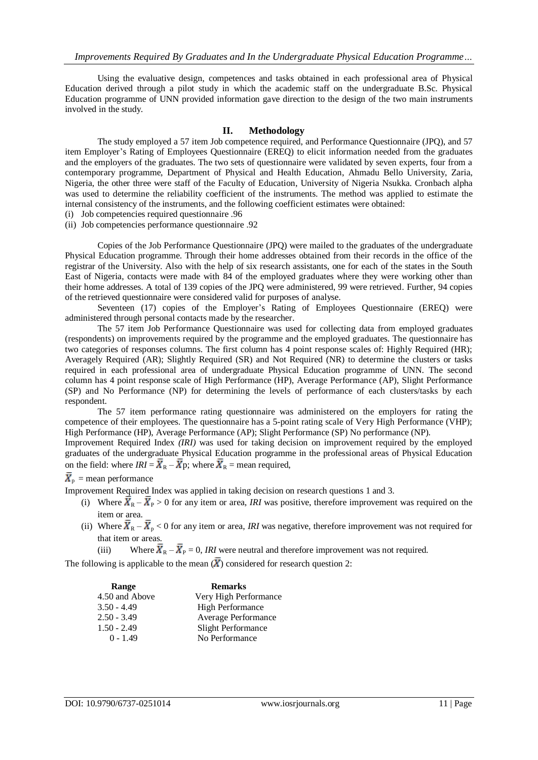Using the evaluative design, competences and tasks obtained in each professional area of Physical Education derived through a pilot study in which the academic staff on the undergraduate B.Sc. Physical Education programme of UNN provided information gave direction to the design of the two main instruments involved in the study.

## II. Methodology

The study employed a 57 item Job competence required, and Performance Questionnaire (JPQ), and 57 item Employer's Rating of Employees Questionnaire (EREQ) to elicit information needed from the graduates and the employers of the graduates. The two sets of questionnaire were validated by seven experts, four from a contemporary programme, Department of Physical and Health Education, Ahmadu Bello University, Zaria, Nigeria, the other three were staff of the Faculty of Education, University of Nigeria Nsukka. Cronbach alpha was used to determine the reliability coefficient of the instruments. The method was applied to estimate the internal consistency of the instruments, and the following coefficient estimates were obtained:

(i) Job competencies required questionnaire .96
(ii) Job competencies performance questionnaire .92

Copies of the Job Performance Questionnaire (JPQ) were mailed to the graduates of the undergraduate Physical Education programme. Through their home addresses obtained from their records in the office of the registrar of the University. Also with the help of six research assistants, one for each of the states in the South East of Nigeria, contacts were made with 84 of the employed graduates where they were working other than their home addresses. A total of 139 copies of the JPQ were administered, 99 were retrieved. Further, 94 copies of the retrieved questionnaire were considered valid for purposes of analyse.

Seventeen (17) copies of the Employer's Rating of Employees Questionnaire (EREQ) were administered through personal contacts made by the researcher.

The 57 item Job Performance Questionnaire was used for collecting data from employed graduates (respondents) on improvements required by the programme and the employed graduates. The questionnaire has two categories of responses columns. The first column has 4 point response scales of: Highly Required (HR); Averagely Required (AR); Slightly Required (SR) and Not Required (NR) to determine the clusters or tasks required in each professional area of undergraduate Physical Education programme of UNN. The second column has 4 point response scale of High Performance (HP), Average Performance (AP), Slight Performance (SP) and No Performance (NP) for determining the levels of performance of each clusters/tasks by each respondent.

The 57 item performance rating questionnaire was administered on the employers for rating the competence of their employees. The questionnaire has a 5-point rating scale of Very High Performance (VHP); High Performance (HP), Average Performance (AP); Slight Performance (SP) No performance (NP).

Improvement Required Index *(IRI)* was used for taking decision on improvement required by the employed graduates of the undergraduate Physical Education programme in the professional areas of Physical Education on the field: where $IRI = \bar{X}_R - \bar{X}_p$; where $\bar{X}_R$ = mean required,

$\bar{X}_p$ = mean performance

Improvement Required Index was applied in taking decision on research questions 1 and 3.

(i) Where $\bar{X}_R - \bar{X}_P > 0$ for any item or area, *IRI* was positive, therefore improvement was required on the item or area.
(ii) Where $\bar{X}_R - \bar{X}_p < 0$ for any item or area, *IRI* was negative, therefore improvement was not required for that item or areas.
(iii) Where $\bar{X}_R - \bar{X}_P = 0$, *IRI* were neutral and therefore improvement was not required.

The following is applicable to the mean ($\bar{X}$) considered for research question 2:

| Range | Remarks |
|---|---|
| 4.50 and Above | Very High Performance |
| 3.50 - 4.49 | High Performance |
| 2.50 - 3.49 | Average Performance |
| 1.50 - 2.49 | Slight Performance |
| 0 - 1.49 | No Performance |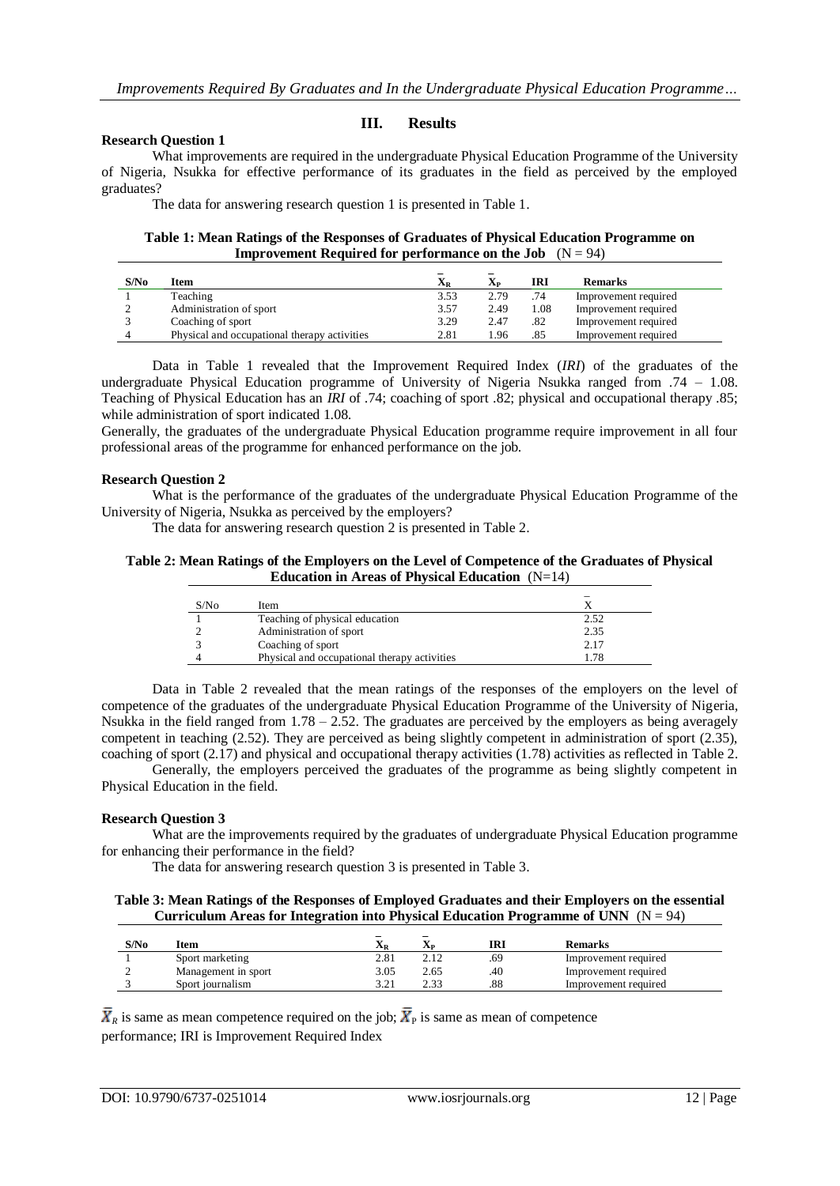## III. Results

**Research Question 1**

What improvements are required in the undergraduate Physical Education Programme of the University of Nigeria, Nsukka for effective performance of its graduates in the field as perceived by the employed graduates?

The data for answering research question 1 is presented in Table 1.

**Table 1: Mean Ratings of the Responses of Graduates of Physical Education Programme on Improvement Required for performance on the Job** (N = 94)

| S/No | Item | $\bar{X}_R$ | $\bar{X}_P$ | IRI | Remarks |
|---|---|---|---|---|---|
| 1 | Teaching | 3.53 | 2.79 | .74 | Improvement required |
| 2 | Administration of sport | 3.57 | 2.49 | 1.08 | Improvement required |
| 3 | Coaching of sport | 3.29 | 2.47 | .82 | Improvement required |
| 4 | Physical and occupational therapy activities | 2.81 | 1.96 | .85 | Improvement required |

Data in Table 1 revealed that the Improvement Required Index (*IRI*) of the graduates of the undergraduate Physical Education programme of University of Nigeria Nsukka ranged from .74 – 1.08. Teaching of Physical Education has an *IRI* of .74; coaching of sport .82; physical and occupational therapy .85; while administration of sport indicated 1.08.

Generally, the graduates of the undergraduate Physical Education programme require improvement in all four professional areas of the programme for enhanced performance on the job.

**Research Question 2**

What is the performance of the graduates of the undergraduate Physical Education Programme of the University of Nigeria, Nsukka as perceived by the employers?

The data for answering research question 2 is presented in Table 2.

**Table 2: Mean Ratings of the Employers on the Level of Competence of the Graduates of Physical Education in Areas of Physical Education** (N=14)

| S/No | Item | $\bar{X}$ |
|---|---|---|
| 1 | Teaching of physical education | 2.52 |
| 2 | Administration of sport | 2.35 |
| 3 | Coaching of sport | 2.17 |
| 4 | Physical and occupational therapy activities | 1.78 |

Data in Table 2 revealed that the mean ratings of the responses of the employers on the level of competence of the graduates of the undergraduate Physical Education Programme of the University of Nigeria, Nsukka in the field ranged from 1.78 – 2.52. The graduates are perceived by the employers as being averagely competent in teaching (2.52). They are perceived as being slightly competent in administration of sport (2.35), coaching of sport (2.17) and physical and occupational therapy activities (1.78) activities as reflected in Table 2.

Generally, the employers perceived the graduates of the programme as being slightly competent in Physical Education in the field.

**Research Question 3**

What are the improvements required by the graduates of undergraduate Physical Education programme for enhancing their performance in the field?

The data for answering research question 3 is presented in Table 3.

**Table 3: Mean Ratings of the Responses of Employed Graduates and their Employers on the essential Curriculum Areas for Integration into Physical Education Programme of UNN** (N = 94)

| S/No | Item | $\bar{X}_R$ | $\bar{X}_P$ | IRI | Remarks |
|---|---|---|---|---|---|
| 1 | Sport marketing | 2.81 | 2.12 | .69 | Improvement required |
| 2 | Management in sport | 3.05 | 2.65 | .40 | Improvement required |
| 3 | Sport journalism | 3.21 | 2.33 | .88 | Improvement required |

$\bar{X}_R$ is same as mean competence required on the job; $\bar{X}_P$ is same as mean of competence performance; IRI is Improvement Required Index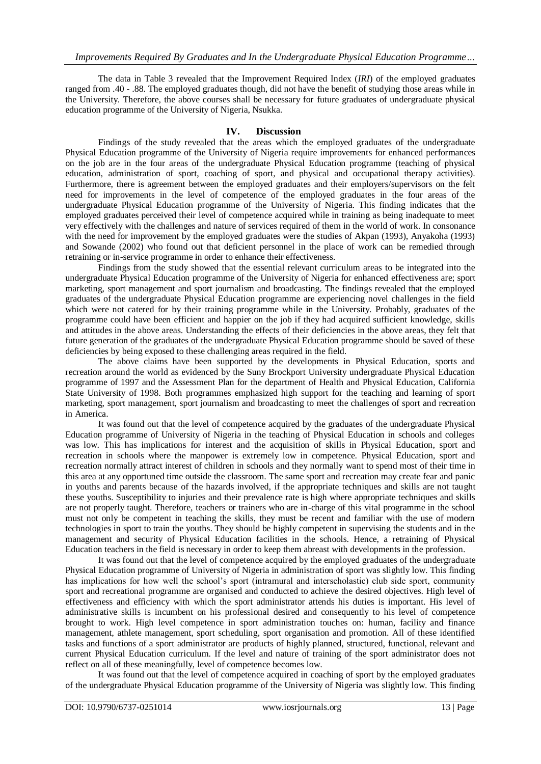The data in Table 3 revealed that the Improvement Required Index (*IRI*) of the employed graduates ranged from .40 - .88. The employed graduates though, did not have the benefit of studying those areas while in the University. Therefore, the above courses shall be necessary for future graduates of undergraduate physical education programme of the University of Nigeria, Nsukka.

## IV. Discussion

Findings of the study revealed that the areas which the employed graduates of the undergraduate Physical Education programme of the University of Nigeria require improvements for enhanced performances on the job are in the four areas of the undergraduate Physical Education programme (teaching of physical education, administration of sport, coaching of sport, and physical and occupational therapy activities). Furthermore, there is agreement between the employed graduates and their employers/supervisors on the felt need for improvements in the level of competence of the employed graduates in the four areas of the undergraduate Physical Education programme of the University of Nigeria. This finding indicates that the employed graduates perceived their level of competence acquired while in training as being inadequate to meet very effectively with the challenges and nature of services required of them in the world of work. In consonance with the need for improvement by the employed graduates were the studies of Akpan (1993), Anyakoha (1993) and Sowande (2002) who found out that deficient personnel in the place of work can be remedied through retraining or in-service programme in order to enhance their effectiveness.

Findings from the study showed that the essential relevant curriculum areas to be integrated into the undergraduate Physical Education programme of the University of Nigeria for enhanced effectiveness are; sport marketing, sport management and sport journalism and broadcasting. The findings revealed that the employed graduates of the undergraduate Physical Education programme are experiencing novel challenges in the field which were not catered for by their training programme while in the University. Probably, graduates of the programme could have been efficient and happier on the job if they had acquired sufficient knowledge, skills and attitudes in the above areas. Understanding the effects of their deficiencies in the above areas, they felt that future generation of the graduates of the undergraduate Physical Education programme should be saved of these deficiencies by being exposed to these challenging areas required in the field.

The above claims have been supported by the developments in Physical Education, sports and recreation around the world as evidenced by the Suny Brockport University undergraduate Physical Education programme of 1997 and the Assessment Plan for the department of Health and Physical Education, California State University of 1998. Both programmes emphasized high support for the teaching and learning of sport marketing, sport management, sport journalism and broadcasting to meet the challenges of sport and recreation in America.

It was found out that the level of competence acquired by the graduates of the undergraduate Physical Education programme of University of Nigeria in the teaching of Physical Education in schools and colleges was low. This has implications for interest and the acquisition of skills in Physical Education, sport and recreation in schools where the manpower is extremely low in competence. Physical Education, sport and recreation normally attract interest of children in schools and they normally want to spend most of their time in this area at any opportuned time outside the classroom. The same sport and recreation may create fear and panic in youths and parents because of the hazards involved, if the appropriate techniques and skills are not taught these youths. Susceptibility to injuries and their prevalence rate is high where appropriate techniques and skills are not properly taught. Therefore, teachers or trainers who are in-charge of this vital programme in the school must not only be competent in teaching the skills, they must be recent and familiar with the use of modern technologies in sport to train the youths. They should be highly competent in supervising the students and in the management and security of Physical Education facilities in the schools. Hence, a retraining of Physical Education teachers in the field is necessary in order to keep them abreast with developments in the profession.

It was found out that the level of competence acquired by the employed graduates of the undergraduate Physical Education programme of University of Nigeria in administration of sport was slightly low. This finding has implications for how well the school's sport (intramural and interscholastic) club side sport, community sport and recreational programme are organised and conducted to achieve the desired objectives. High level of effectiveness and efficiency with which the sport administrator attends his duties is important. His level of administrative skills is incumbent on his professional desired and consequently to his level of competence brought to work. High level competence in sport administration touches on: human, facility and finance management, athlete management, sport scheduling, sport organisation and promotion. All of these identified tasks and functions of a sport administrator are products of highly planned, structured, functional, relevant and current Physical Education curriculum. If the level and nature of training of the sport administrator does not reflect on all of these meaningfully, level of competence becomes low.

It was found out that the level of competence acquired in coaching of sport by the employed graduates of the undergraduate Physical Education programme of the University of Nigeria was slightly low. This finding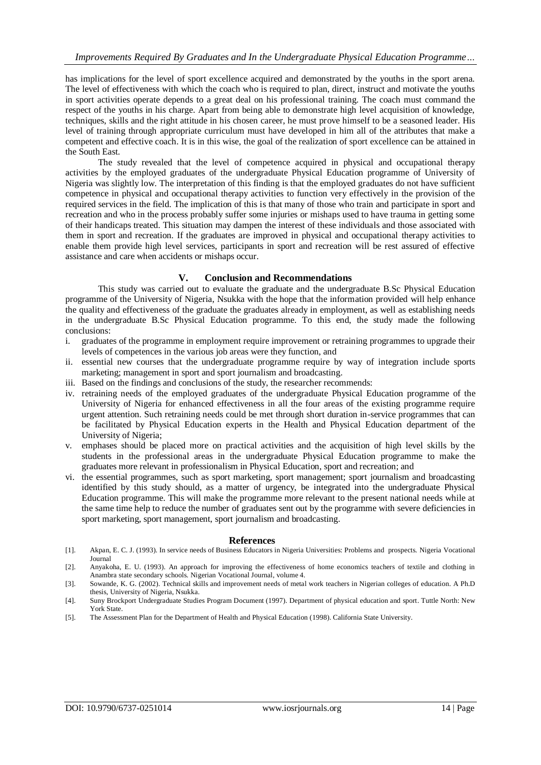has implications for the level of sport excellence acquired and demonstrated by the youths in the sport arena. The level of effectiveness with which the coach who is required to plan, direct, instruct and motivate the youths in sport activities operate depends to a great deal on his professional training. The coach must command the respect of the youths in his charge. Apart from being able to demonstrate high level acquisition of knowledge, techniques, skills and the right attitude in his chosen career, he must prove himself to be a seasoned leader. His level of training through appropriate curriculum must have developed in him all of the attributes that make a competent and effective coach. It is in this wise, the goal of the realization of sport excellence can be attained in the South East.

The study revealed that the level of competence acquired in physical and occupational therapy activities by the employed graduates of the undergraduate Physical Education programme of University of Nigeria was slightly low. The interpretation of this finding is that the employed graduates do not have sufficient competence in physical and occupational therapy activities to function very effectively in the provision of the required services in the field. The implication of this is that many of those who train and participate in sport and recreation and who in the process probably suffer some injuries or mishaps used to have trauma in getting some of their handicaps treated. This situation may dampen the interest of these individuals and those associated with them in sport and recreation. If the graduates are improved in physical and occupational therapy activities to enable them provide high level services, participants in sport and recreation will be rest assured of effective assistance and care when accidents or mishaps occur.

## V. Conclusion and Recommendations

This study was carried out to evaluate the graduate and the undergraduate B.Sc Physical Education programme of the University of Nigeria, Nsukka with the hope that the information provided will help enhance the quality and effectiveness of the graduate the graduates already in employment, as well as establishing needs in the undergraduate B.Sc Physical Education programme. To this end, the study made the following conclusions:

i. graduates of the programme in employment require improvement or retraining programmes to upgrade their levels of competences in the various job areas were they function, and
ii. essential new courses that the undergraduate programme require by way of integration include sports marketing; management in sport and sport journalism and broadcasting.
iii. Based on the findings and conclusions of the study, the researcher recommends:
iv. retraining needs of the employed graduates of the undergraduate Physical Education programme of the University of Nigeria for enhanced effectiveness in all the four areas of the existing programme require urgent attention. Such retraining needs could be met through short duration in-service programmes that can be facilitated by Physical Education experts in the Health and Physical Education department of the University of Nigeria;
v. emphases should be placed more on practical activities and the acquisition of high level skills by the students in the professional areas in the undergraduate Physical Education programme to make the graduates more relevant in professionalism in Physical Education, sport and recreation; and
vi. the essential programmes, such as sport marketing, sport management; sport journalism and broadcasting identified by this study should, as a matter of urgency, be integrated into the undergraduate Physical Education programme. This will make the programme more relevant to the present national needs while at the same time help to reduce the number of graduates sent out by the programme with severe deficiencies in sport marketing, sport management, sport journalism and broadcasting.

## References

[1]. Akpan, E. C. J. (1993). In service needs of Business Educators in Nigeria Universities: Problems and prospects. Nigeria Vocational Journal

[2]. Anyakoha, E. U. (1993). An approach for improving the effectiveness of home economics teachers of textile and clothing in Anambra state secondary schools. Nigerian Vocational Journal, volume 4.

[3]. Sowande, K. G. (2002). Technical skills and improvement needs of metal work teachers in Nigerian colleges of education. A Ph.D thesis, University of Nigeria, Nsukka.

[4]. Suny Brockport Undergraduate Studies Program Document (1997). Department of physical education and sport. Tuttle North: New York State.

[5]. The Assessment Plan for the Department of Health and Physical Education (1998). California State University.